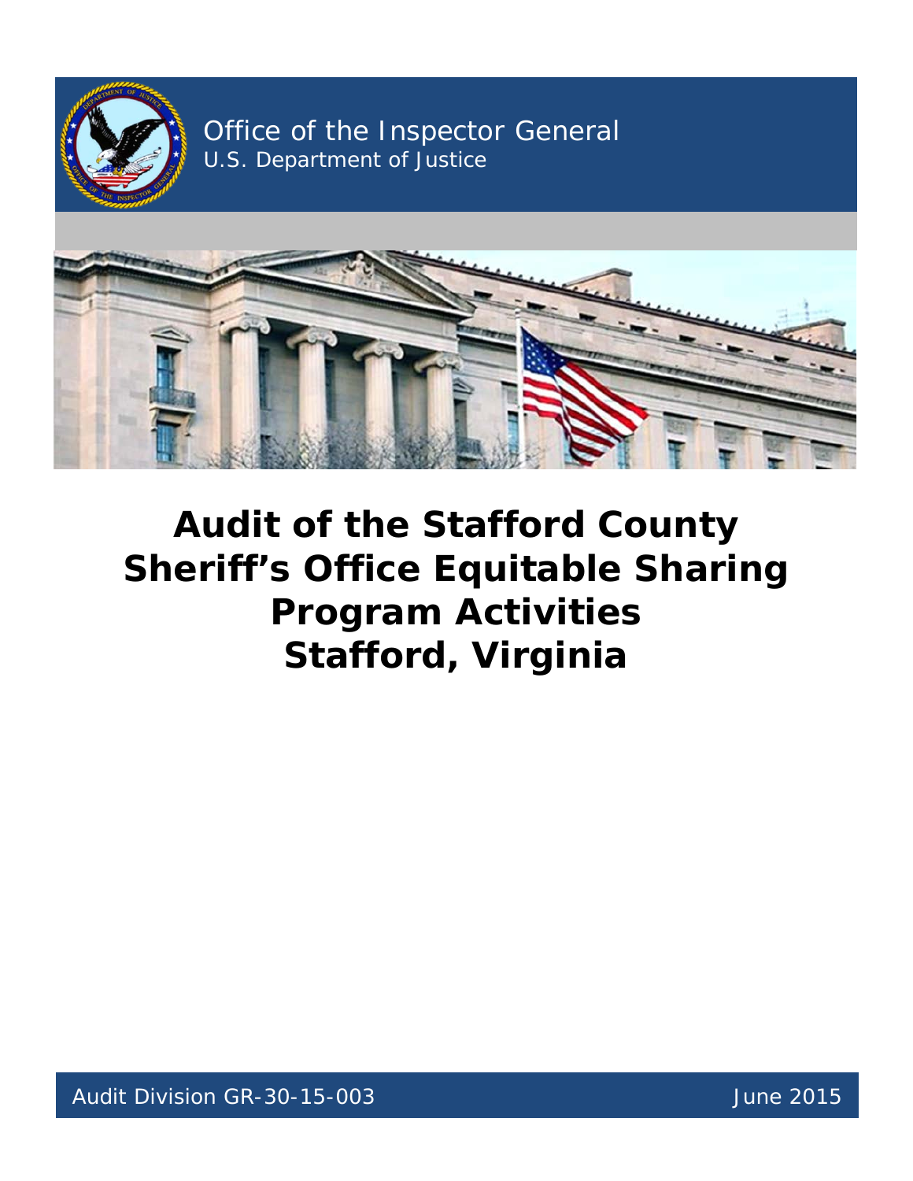Office of the Inspector General
U.S. Department of Justice

# Audit of the Stafford County Sheriff's Office Equitable Sharing Program Activities Stafford, Virginia

Audit Division GR-30-15-003

June 2015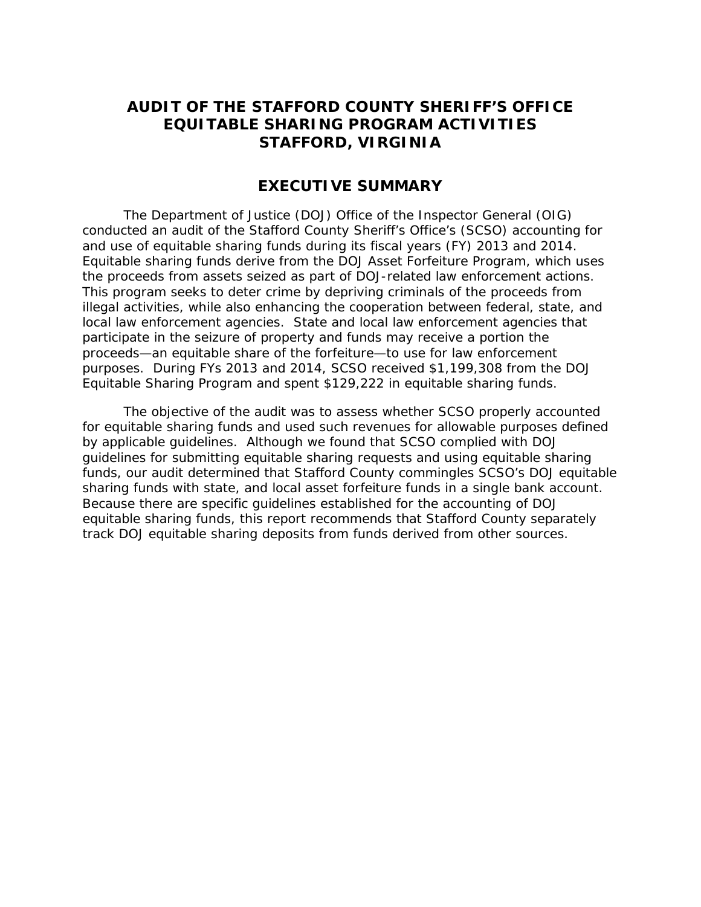# AUDIT OF THE STAFFORD COUNTY SHERIFF'S OFFICE EQUITABLE SHARING PROGRAM ACTIVITIES STAFFORD, VIRGINIA

## EXECUTIVE SUMMARY

The Department of Justice (DOJ) Office of the Inspector General (OIG) conducted an audit of the Stafford County Sheriff's Office's (SCSO) accounting for and use of equitable sharing funds during its fiscal years (FY) 2013 and 2014. Equitable sharing funds derive from the DOJ Asset Forfeiture Program, which uses the proceeds from assets seized as part of DOJ-related law enforcement actions. This program seeks to deter crime by depriving criminals of the proceeds from illegal activities, while also enhancing the cooperation between federal, state, and local law enforcement agencies. State and local law enforcement agencies that participate in the seizure of property and funds may receive a portion the proceeds—an equitable share of the forfeiture—to use for law enforcement purposes. During FYs 2013 and 2014, SCSO received $1,199,308 from the DOJ Equitable Sharing Program and spent $129,222 in equitable sharing funds.

The objective of the audit was to assess whether SCSO properly accounted for equitable sharing funds and used such revenues for allowable purposes defined by applicable guidelines. Although we found that SCSO complied with DOJ guidelines for submitting equitable sharing requests and using equitable sharing funds, our audit determined that Stafford County commingles SCSO's DOJ equitable sharing funds with state, and local asset forfeiture funds in a single bank account. Because there are specific guidelines established for the accounting of DOJ equitable sharing funds, this report recommends that Stafford County separately track DOJ equitable sharing deposits from funds derived from other sources.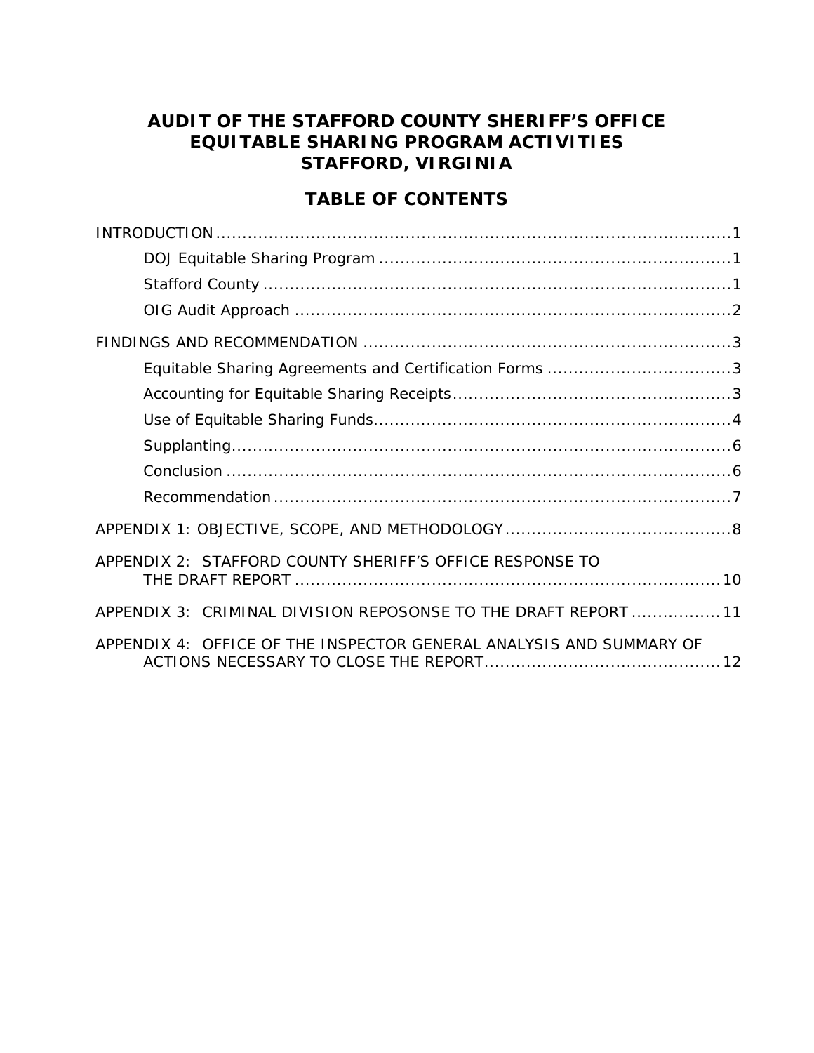# AUDIT OF THE STAFFORD COUNTY SHERIFF'S OFFICE EQUITABLE SHARING PROGRAM ACTIVITIES STAFFORD, VIRGINIA

## TABLE OF CONTENTS

INTRODUCTION .......................................................................................... 1

- DOJ Equitable Sharing Program .................................................................. 1
- Stafford County .......................................................................................... 1
- OIG Audit Approach ................................................................................... 2

FINDINGS AND RECOMMENDATION ...................................................................... 3

- Equitable Sharing Agreements and Certification Forms .................................. 3
- Accounting for Equitable Sharing Receipts .................................................... 3
- Use of Equitable Sharing Funds .................................................................... 4
- Supplanting ................................................................................................. 6
- Conclusion ................................................................................................. 6
- Recommendation ........................................................................................ 7

APPENDIX 1: OBJECTIVE, SCOPE, AND METHODOLOGY ........................................... 8

APPENDIX 2: STAFFORD COUNTY SHERIFF'S OFFICE RESPONSE TO THE DRAFT REPORT ................................................................................. 10

APPENDIX 3: CRIMINAL DIVISION REPOSONSE TO THE DRAFT REPORT ................. 11

APPENDIX 4: OFFICE OF THE INSPECTOR GENERAL ANALYSIS AND SUMMARY OF ACTIONS NECESSARY TO CLOSE THE REPORT ............................................. 12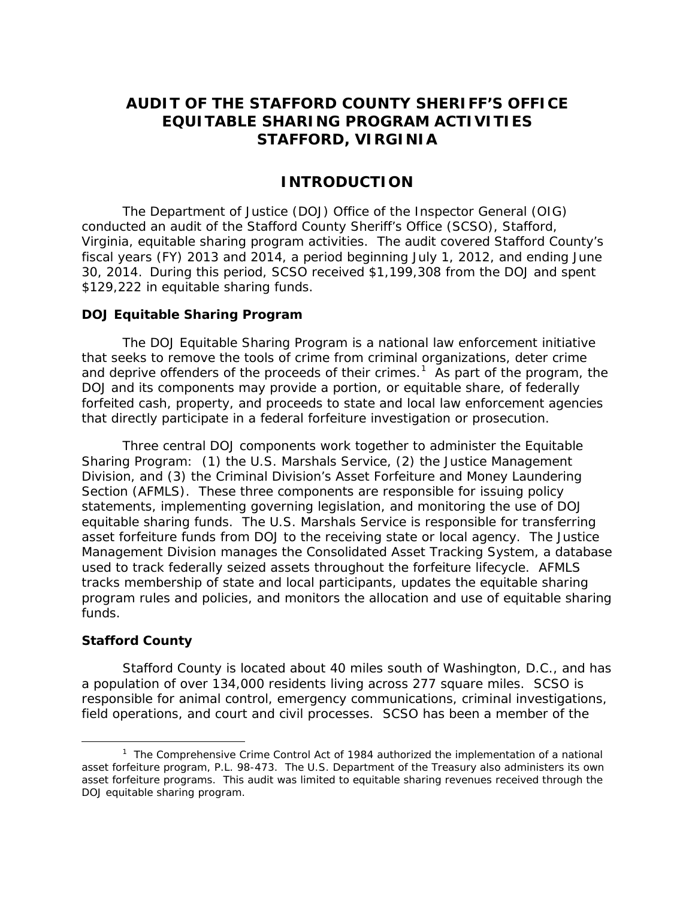# AUDIT OF THE STAFFORD COUNTY SHERIFF'S OFFICE EQUITABLE SHARING PROGRAM ACTIVITIES STAFFORD, VIRGINIA

## INTRODUCTION

The Department of Justice (DOJ) Office of the Inspector General (OIG) conducted an audit of the Stafford County Sheriff's Office (SCSO), Stafford, Virginia, equitable sharing program activities. The audit covered Stafford County's fiscal years (FY) 2013 and 2014, a period beginning July 1, 2012, and ending June 30, 2014. During this period, SCSO received $1,199,308 from the DOJ and spent $129,222 in equitable sharing funds.

### DOJ Equitable Sharing Program

The DOJ Equitable Sharing Program is a national law enforcement initiative that seeks to remove the tools of crime from criminal organizations, deter crime and deprive offenders of the proceeds of their crimes.[1] As part of the program, the DOJ and its components may provide a portion, or equitable share, of federally forfeited cash, property, and proceeds to state and local law enforcement agencies that directly participate in a federal forfeiture investigation or prosecution.

Three central DOJ components work together to administer the Equitable Sharing Program: (1) the U.S. Marshals Service, (2) the Justice Management Division, and (3) the Criminal Division's Asset Forfeiture and Money Laundering Section (AFMLS). These three components are responsible for issuing policy statements, implementing governing legislation, and monitoring the use of DOJ equitable sharing funds. The U.S. Marshals Service is responsible for transferring asset forfeiture funds from DOJ to the receiving state or local agency. The Justice Management Division manages the Consolidated Asset Tracking System, a database used to track federally seized assets throughout the forfeiture lifecycle. AFMLS tracks membership of state and local participants, updates the equitable sharing program rules and policies, and monitors the allocation and use of equitable sharing funds.

### Stafford County

Stafford County is located about 40 miles south of Washington, D.C., and has a population of over 134,000 residents living across 277 square miles. SCSO is responsible for animal control, emergency communications, criminal investigations, field operations, and court and civil processes. SCSO has been a member of the

---

[1] The Comprehensive Crime Control Act of 1984 authorized the implementation of a national asset forfeiture program, P.L. 98-473. The U.S. Department of the Treasury also administers its own asset forfeiture programs. This audit was limited to equitable sharing revenues received through the DOJ equitable sharing program.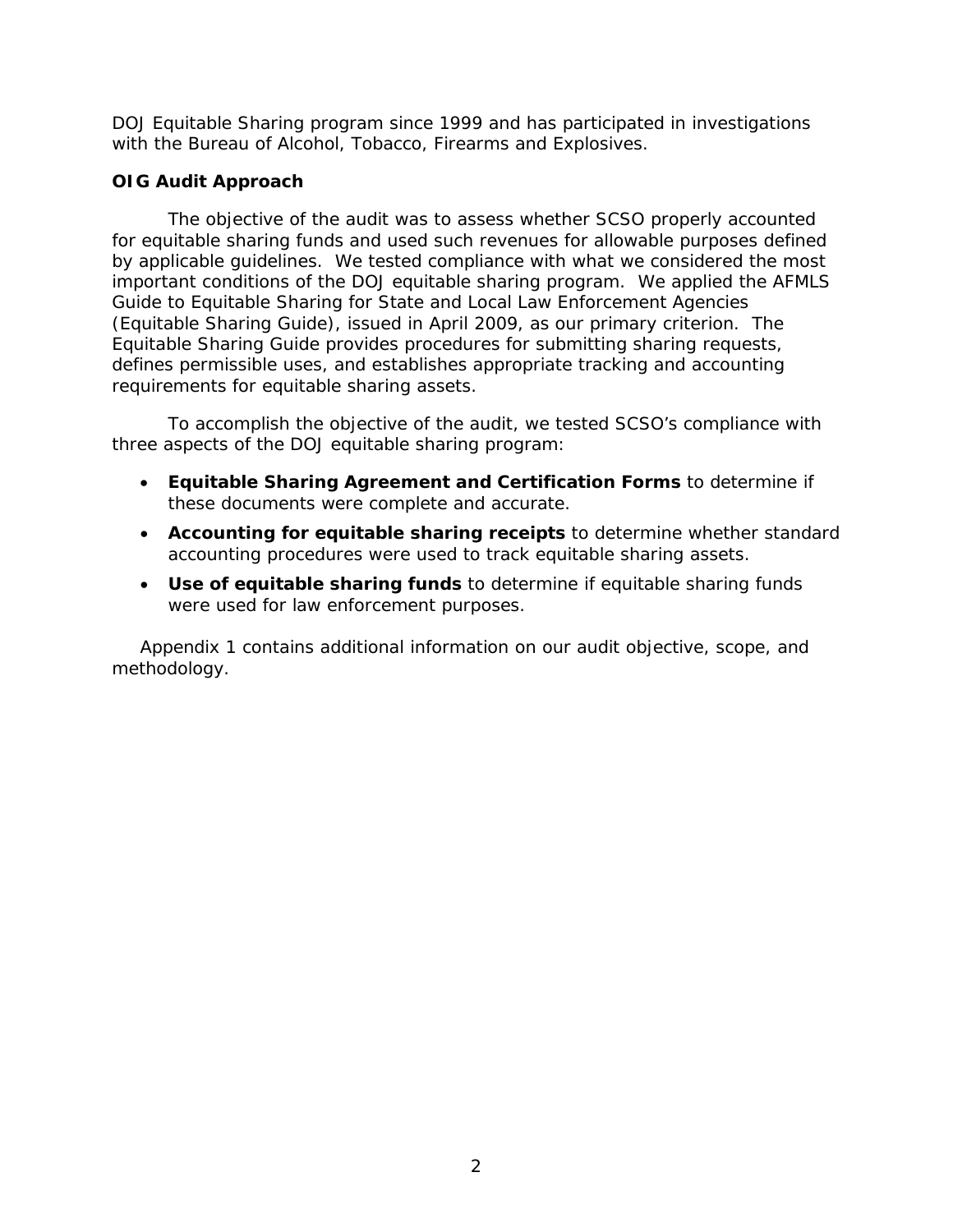DOJ Equitable Sharing program since 1999 and has participated in investigations with the Bureau of Alcohol, Tobacco, Firearms and Explosives.

### OIG Audit Approach

The objective of the audit was to assess whether SCSO properly accounted for equitable sharing funds and used such revenues for allowable purposes defined by applicable guidelines. We tested compliance with what we considered the most important conditions of the DOJ equitable sharing program. We applied the AFMLS Guide to Equitable Sharing for State and Local Law Enforcement Agencies (Equitable Sharing Guide), issued in April 2009, as our primary criterion. The Equitable Sharing Guide provides procedures for submitting sharing requests, defines permissible uses, and establishes appropriate tracking and accounting requirements for equitable sharing assets.

To accomplish the objective of the audit, we tested SCSO's compliance with three aspects of the DOJ equitable sharing program:

- **Equitable Sharing Agreement and Certification Forms** to determine if these documents were complete and accurate.
- **Accounting for equitable sharing receipts** to determine whether standard accounting procedures were used to track equitable sharing assets.
- **Use of equitable sharing funds** to determine if equitable sharing funds were used for law enforcement purposes.

Appendix 1 contains additional information on our audit objective, scope, and methodology.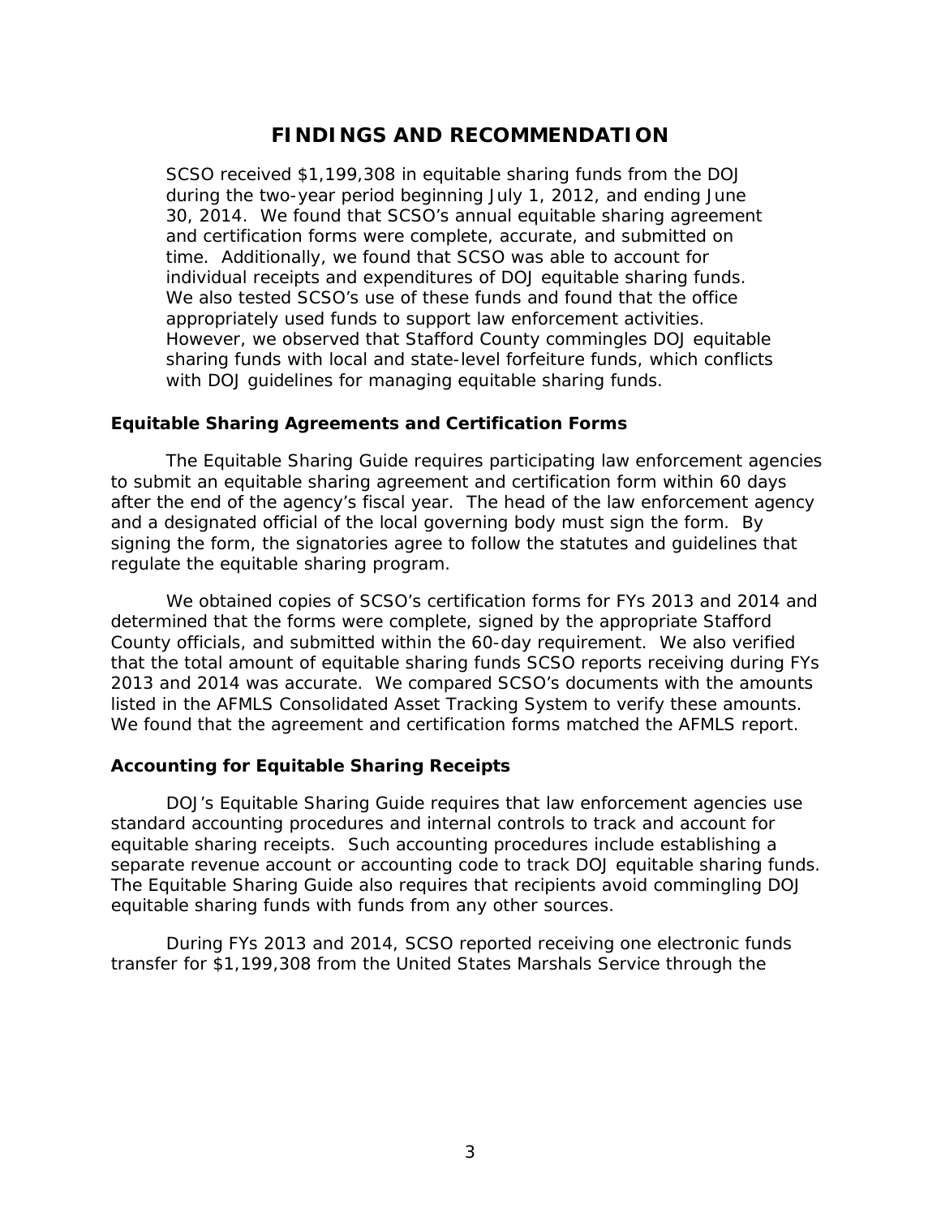# FINDINGS AND RECOMMENDATION

SCSO received $1,199,308 in equitable sharing funds from the DOJ during the two-year period beginning July 1, 2012, and ending June 30, 2014. We found that SCSO's annual equitable sharing agreement and certification forms were complete, accurate, and submitted on time. Additionally, we found that SCSO was able to account for individual receipts and expenditures of DOJ equitable sharing funds. We also tested SCSO's use of these funds and found that the office appropriately used funds to support law enforcement activities. However, we observed that Stafford County commingles DOJ equitable sharing funds with local and state-level forfeiture funds, which conflicts with DOJ guidelines for managing equitable sharing funds.

## Equitable Sharing Agreements and Certification Forms

The Equitable Sharing Guide requires participating law enforcement agencies to submit an equitable sharing agreement and certification form within 60 days after the end of the agency's fiscal year. The head of the law enforcement agency and a designated official of the local governing body must sign the form. By signing the form, the signatories agree to follow the statutes and guidelines that regulate the equitable sharing program.

We obtained copies of SCSO's certification forms for FYs 2013 and 2014 and determined that the forms were complete, signed by the appropriate Stafford County officials, and submitted within the 60-day requirement. We also verified that the total amount of equitable sharing funds SCSO reports receiving during FYs 2013 and 2014 was accurate. We compared SCSO's documents with the amounts listed in the AFMLS Consolidated Asset Tracking System to verify these amounts. We found that the agreement and certification forms matched the AFMLS report.

## Accounting for Equitable Sharing Receipts

DOJ's Equitable Sharing Guide requires that law enforcement agencies use standard accounting procedures and internal controls to track and account for equitable sharing receipts. Such accounting procedures include establishing a separate revenue account or accounting code to track DOJ equitable sharing funds. The Equitable Sharing Guide also requires that recipients avoid commingling DOJ equitable sharing funds with funds from any other sources.

During FYs 2013 and 2014, SCSO reported receiving one electronic funds transfer for $1,199,308 from the United States Marshals Service through the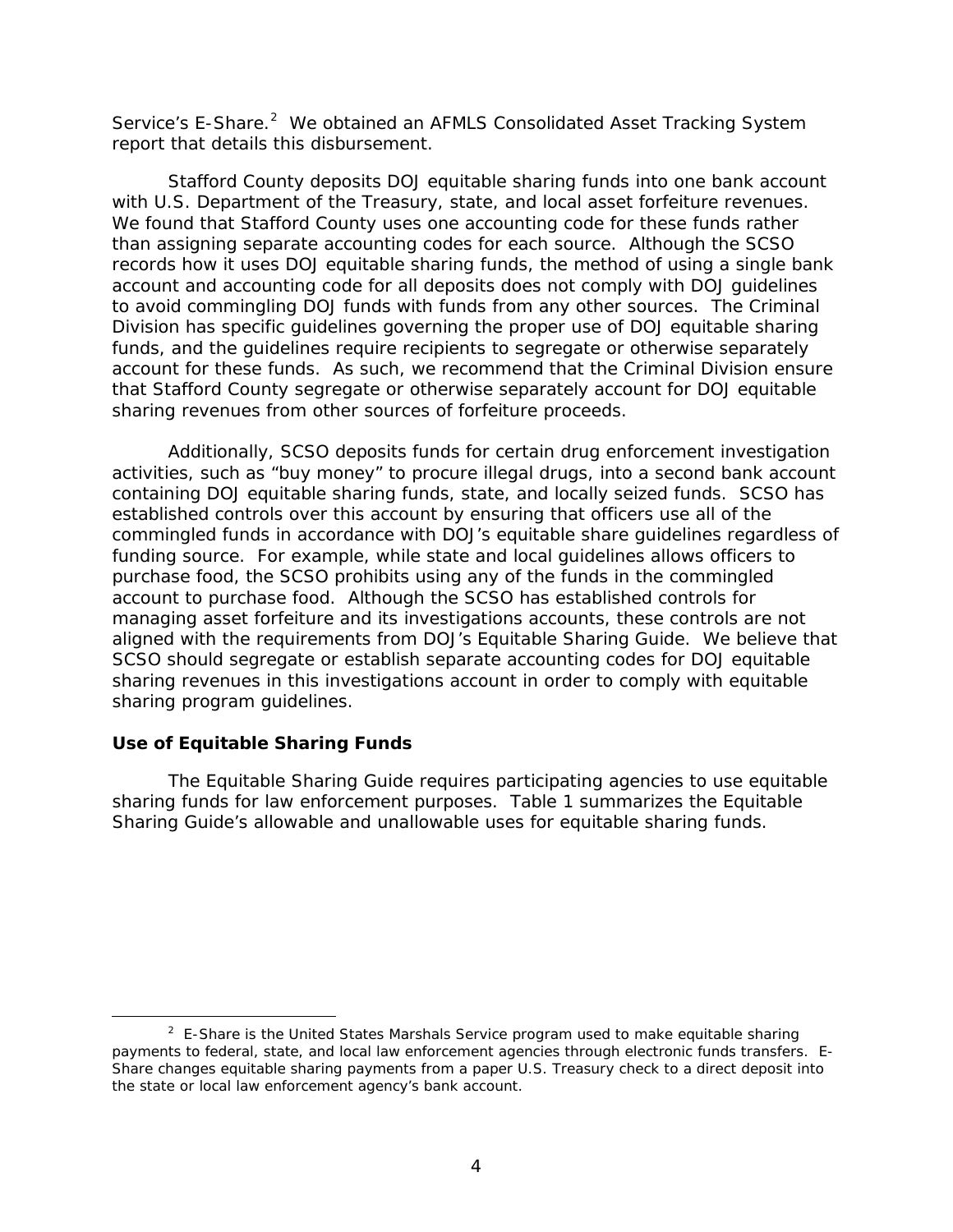Service's E-Share.[2] We obtained an AFMLS Consolidated Asset Tracking System report that details this disbursement.

Stafford County deposits DOJ equitable sharing funds into one bank account with U.S. Department of the Treasury, state, and local asset forfeiture revenues. We found that Stafford County uses one accounting code for these funds rather than assigning separate accounting codes for each source. Although the SCSO records how it uses DOJ equitable sharing funds, the method of using a single bank account and accounting code for all deposits does not comply with DOJ guidelines to avoid commingling DOJ funds with funds from any other sources. The Criminal Division has specific guidelines governing the proper use of DOJ equitable sharing funds, and the guidelines require recipients to segregate or otherwise separately account for these funds. As such, we recommend that the Criminal Division ensure that Stafford County segregate or otherwise separately account for DOJ equitable sharing revenues from other sources of forfeiture proceeds.

Additionally, SCSO deposits funds for certain drug enforcement investigation activities, such as "buy money" to procure illegal drugs, into a second bank account containing DOJ equitable sharing funds, state, and locally seized funds. SCSO has established controls over this account by ensuring that officers use all of the commingled funds in accordance with DOJ's equitable share guidelines regardless of funding source. For example, while state and local guidelines allows officers to purchase food, the SCSO prohibits using any of the funds in the commingled account to purchase food. Although the SCSO has established controls for managing asset forfeiture and its investigations accounts, these controls are not aligned with the requirements from DOJ's Equitable Sharing Guide. We believe that SCSO should segregate or establish separate accounting codes for DOJ equitable sharing revenues in this investigations account in order to comply with equitable sharing program guidelines.

### Use of Equitable Sharing Funds

The Equitable Sharing Guide requires participating agencies to use equitable sharing funds for law enforcement purposes. Table 1 summarizes the Equitable Sharing Guide's allowable and unallowable uses for equitable sharing funds.

[2] E-Share is the United States Marshals Service program used to make equitable sharing payments to federal, state, and local law enforcement agencies through electronic funds transfers. E-Share changes equitable sharing payments from a paper U.S. Treasury check to a direct deposit into the state or local law enforcement agency's bank account.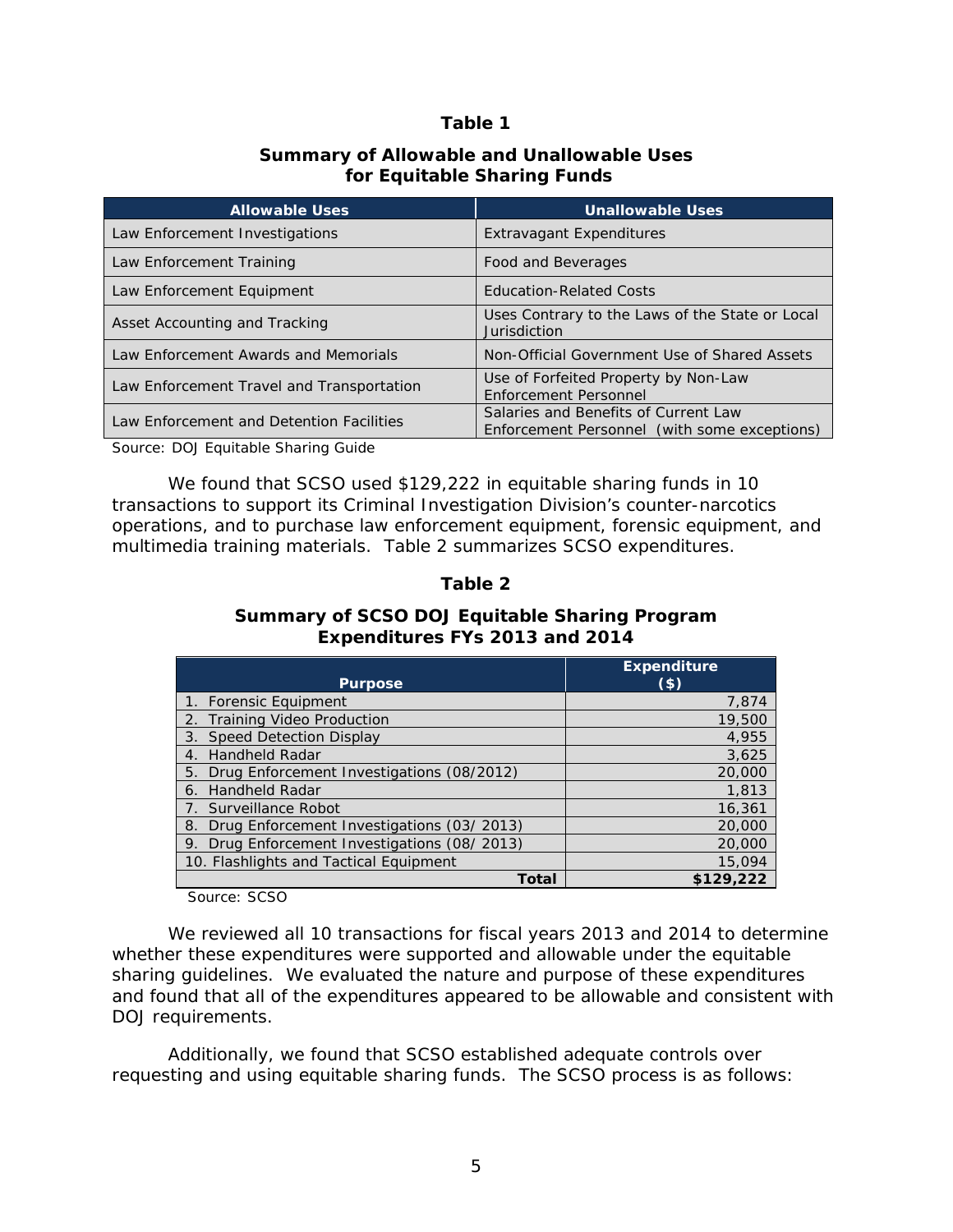**Table 1**

**Summary of Allowable and Unallowable Uses for Equitable Sharing Funds**

| Allowable Uses | Unallowable Uses |
|---|---|
| Law Enforcement Investigations | Extravagant Expenditures |
| Law Enforcement Training | Food and Beverages |
| Law Enforcement Equipment | Education-Related Costs |
| Asset Accounting and Tracking | Uses Contrary to the Laws of the State or Local Jurisdiction |
| Law Enforcement Awards and Memorials | Non-Official Government Use of Shared Assets |
| Law Enforcement Travel and Transportation | Use of Forfeited Property by Non-Law Enforcement Personnel |
| Law Enforcement and Detention Facilities | Salaries and Benefits of Current Law Enforcement Personnel (with some exceptions) |

Source: DOJ Equitable Sharing Guide

We found that SCSO used $129,222 in equitable sharing funds in 10 transactions to support its Criminal Investigation Division's counter-narcotics operations, and to purchase law enforcement equipment, forensic equipment, and multimedia training materials. Table 2 summarizes SCSO expenditures.

**Table 2**

**Summary of SCSO DOJ Equitable Sharing Program Expenditures FYs 2013 and 2014**

| Purpose | Expenditure ($) |
|---|---|
| 1. Forensic Equipment | 7,874 |
| 2. Training Video Production | 19,500 |
| 3. Speed Detection Display | 4,955 |
| 4. Handheld Radar | 3,625 |
| 5. Drug Enforcement Investigations (08/2012) | 20,000 |
| 6. Handheld Radar | 1,813 |
| 7. Surveillance Robot | 16,361 |
| 8. Drug Enforcement Investigations (03/ 2013) | 20,000 |
| 9. Drug Enforcement Investigations (08/ 2013) | 20,000 |
| 10. Flashlights and Tactical Equipment | 15,094 |
| **Total** | **$129,222** |

Source: SCSO

We reviewed all 10 transactions for fiscal years 2013 and 2014 to determine whether these expenditures were supported and allowable under the equitable sharing guidelines. We evaluated the nature and purpose of these expenditures and found that all of the expenditures appeared to be allowable and consistent with DOJ requirements.

Additionally, we found that SCSO established adequate controls over requesting and using equitable sharing funds. The SCSO process is as follows: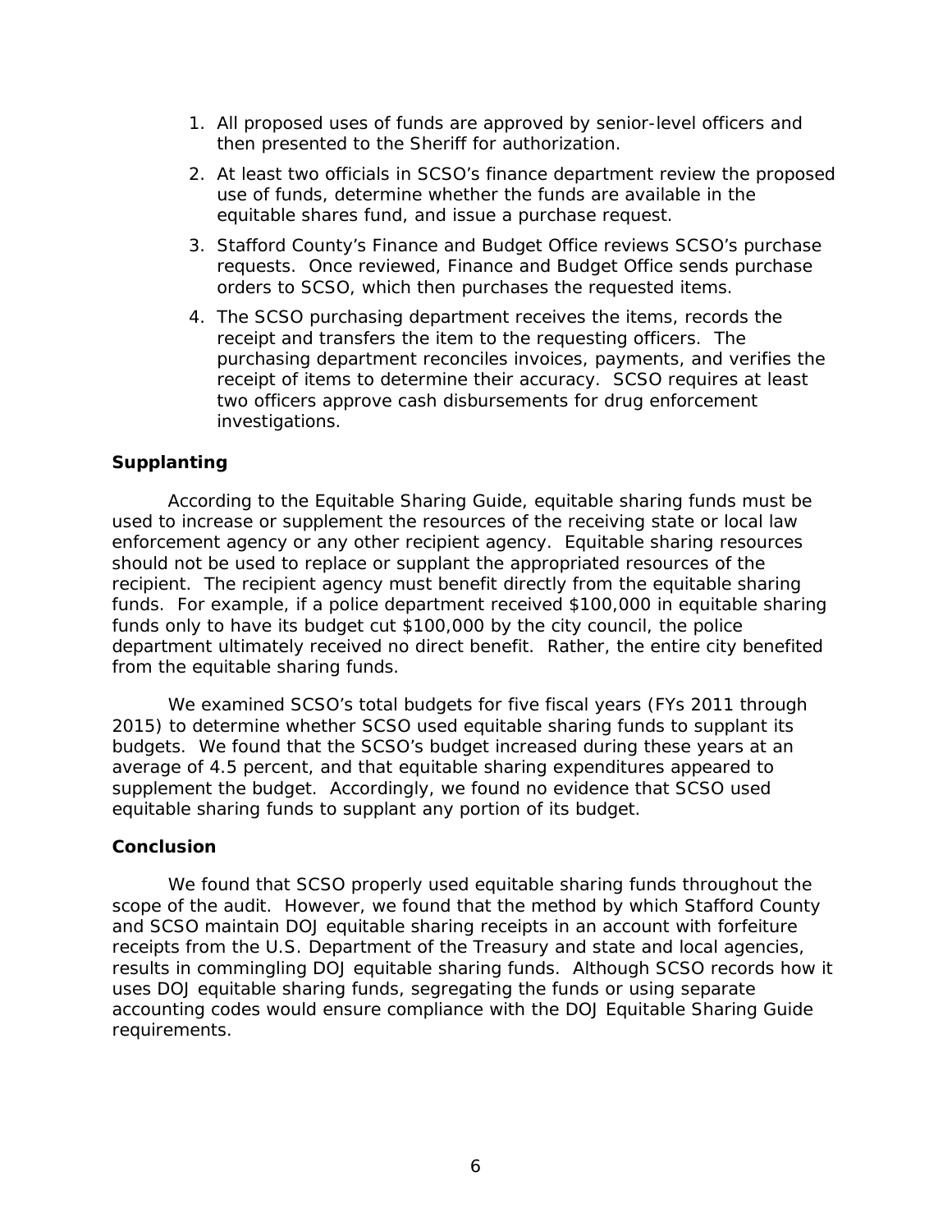1. All proposed uses of funds are approved by senior-level officers and then presented to the Sheriff for authorization.
2. At least two officials in SCSO's finance department review the proposed use of funds, determine whether the funds are available in the equitable shares fund, and issue a purchase request.
3. Stafford County's Finance and Budget Office reviews SCSO's purchase requests. Once reviewed, Finance and Budget Office sends purchase orders to SCSO, which then purchases the requested items.
4. The SCSO purchasing department receives the items, records the receipt and transfers the item to the requesting officers. The purchasing department reconciles invoices, payments, and verifies the receipt of items to determine their accuracy. SCSO requires at least two officers approve cash disbursements for drug enforcement investigations.

### Supplanting

According to the Equitable Sharing Guide, equitable sharing funds must be used to increase or supplement the resources of the receiving state or local law enforcement agency or any other recipient agency. Equitable sharing resources should not be used to replace or supplant the appropriated resources of the recipient. The recipient agency must benefit directly from the equitable sharing funds. For example, if a police department received $100,000 in equitable sharing funds only to have its budget cut $100,000 by the city council, the police department ultimately received no direct benefit. Rather, the entire city benefited from the equitable sharing funds.

We examined SCSO's total budgets for five fiscal years (FYs 2011 through 2015) to determine whether SCSO used equitable sharing funds to supplant its budgets. We found that the SCSO's budget increased during these years at an average of 4.5 percent, and that equitable sharing expenditures appeared to supplement the budget. Accordingly, we found no evidence that SCSO used equitable sharing funds to supplant any portion of its budget.

### Conclusion

We found that SCSO properly used equitable sharing funds throughout the scope of the audit. However, we found that the method by which Stafford County and SCSO maintain DOJ equitable sharing receipts in an account with forfeiture receipts from the U.S. Department of the Treasury and state and local agencies, results in commingling DOJ equitable sharing funds. Although SCSO records how it uses DOJ equitable sharing funds, segregating the funds or using separate accounting codes would ensure compliance with the DOJ Equitable Sharing Guide requirements.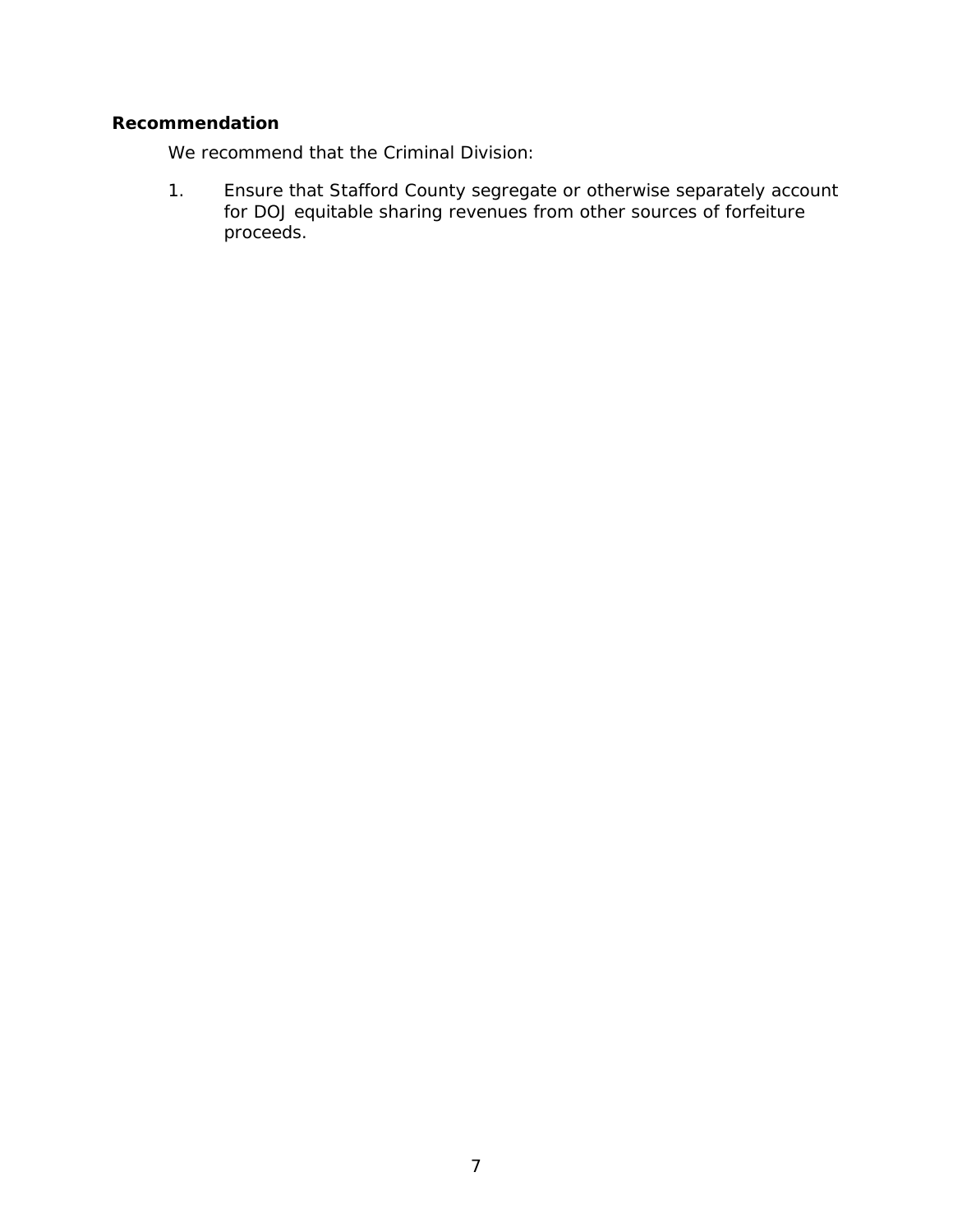### Recommendation

We recommend that the Criminal Division:

1. Ensure that Stafford County segregate or otherwise separately account for DOJ equitable sharing revenues from other sources of forfeiture proceeds.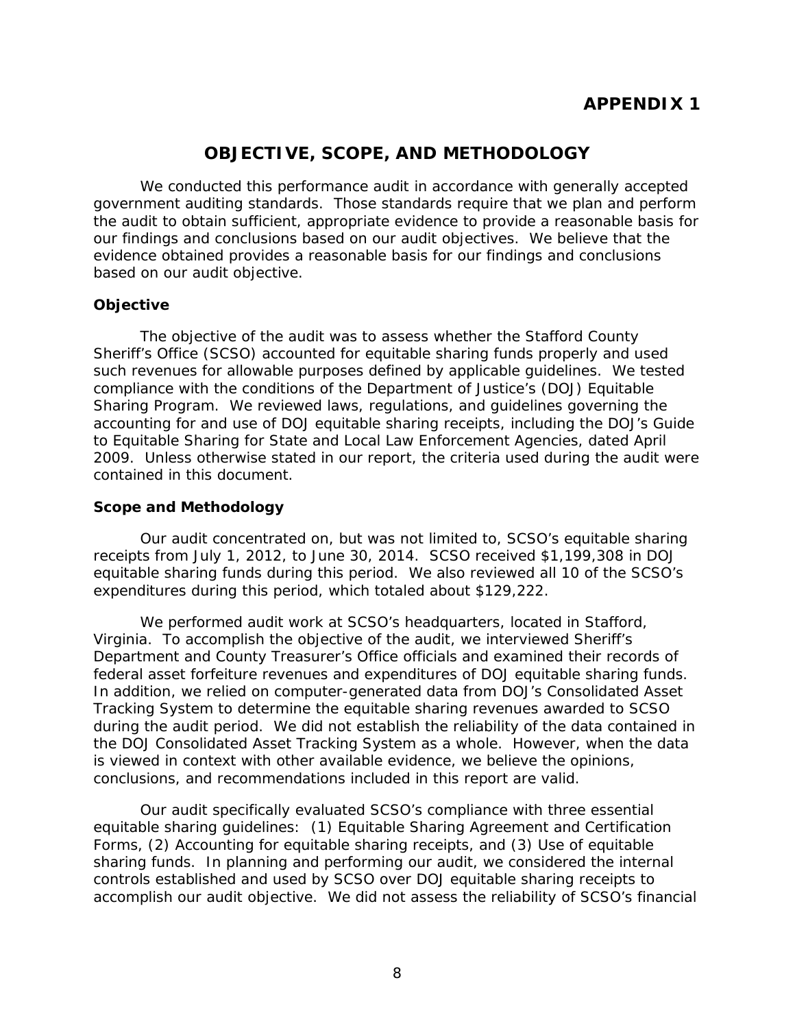# APPENDIX 1

## OBJECTIVE, SCOPE, AND METHODOLOGY

We conducted this performance audit in accordance with generally accepted government auditing standards. Those standards require that we plan and perform the audit to obtain sufficient, appropriate evidence to provide a reasonable basis for our findings and conclusions based on our audit objectives. We believe that the evidence obtained provides a reasonable basis for our findings and conclusions based on our audit objective.

### Objective

The objective of the audit was to assess whether the Stafford County Sheriff's Office (SCSO) accounted for equitable sharing funds properly and used such revenues for allowable purposes defined by applicable guidelines. We tested compliance with the conditions of the Department of Justice's (DOJ) Equitable Sharing Program. We reviewed laws, regulations, and guidelines governing the accounting for and use of DOJ equitable sharing receipts, including the DOJ's Guide to Equitable Sharing for State and Local Law Enforcement Agencies, dated April 2009. Unless otherwise stated in our report, the criteria used during the audit were contained in this document.

### Scope and Methodology

Our audit concentrated on, but was not limited to, SCSO's equitable sharing receipts from July 1, 2012, to June 30, 2014. SCSO received $1,199,308 in DOJ equitable sharing funds during this period. We also reviewed all 10 of the SCSO's expenditures during this period, which totaled about $129,222.

We performed audit work at SCSO's headquarters, located in Stafford, Virginia. To accomplish the objective of the audit, we interviewed Sheriff's Department and County Treasurer's Office officials and examined their records of federal asset forfeiture revenues and expenditures of DOJ equitable sharing funds. In addition, we relied on computer-generated data from DOJ's Consolidated Asset Tracking System to determine the equitable sharing revenues awarded to SCSO during the audit period. We did not establish the reliability of the data contained in the DOJ Consolidated Asset Tracking System as a whole. However, when the data is viewed in context with other available evidence, we believe the opinions, conclusions, and recommendations included in this report are valid.

Our audit specifically evaluated SCSO's compliance with three essential equitable sharing guidelines: (1) Equitable Sharing Agreement and Certification Forms, (2) Accounting for equitable sharing receipts, and (3) Use of equitable sharing funds. In planning and performing our audit, we considered the internal controls established and used by SCSO over DOJ equitable sharing receipts to accomplish our audit objective. We did not assess the reliability of SCSO's financial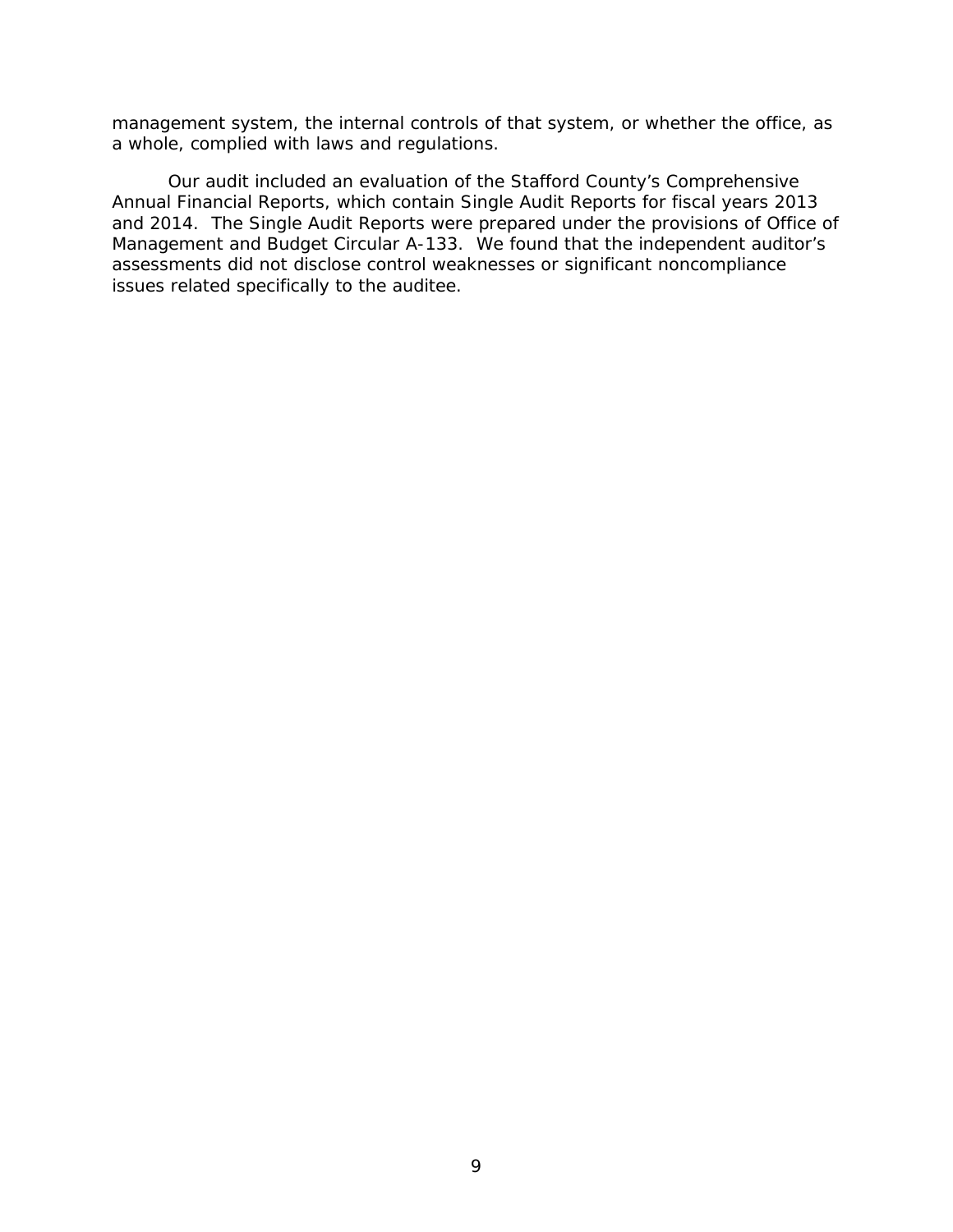management system, the internal controls of that system, or whether the office, as a whole, complied with laws and regulations.

Our audit included an evaluation of the Stafford County's Comprehensive Annual Financial Reports, which contain Single Audit Reports for fiscal years 2013 and 2014. The Single Audit Reports were prepared under the provisions of Office of Management and Budget Circular A-133. We found that the independent auditor's assessments did not disclose control weaknesses or significant noncompliance issues related specifically to the auditee.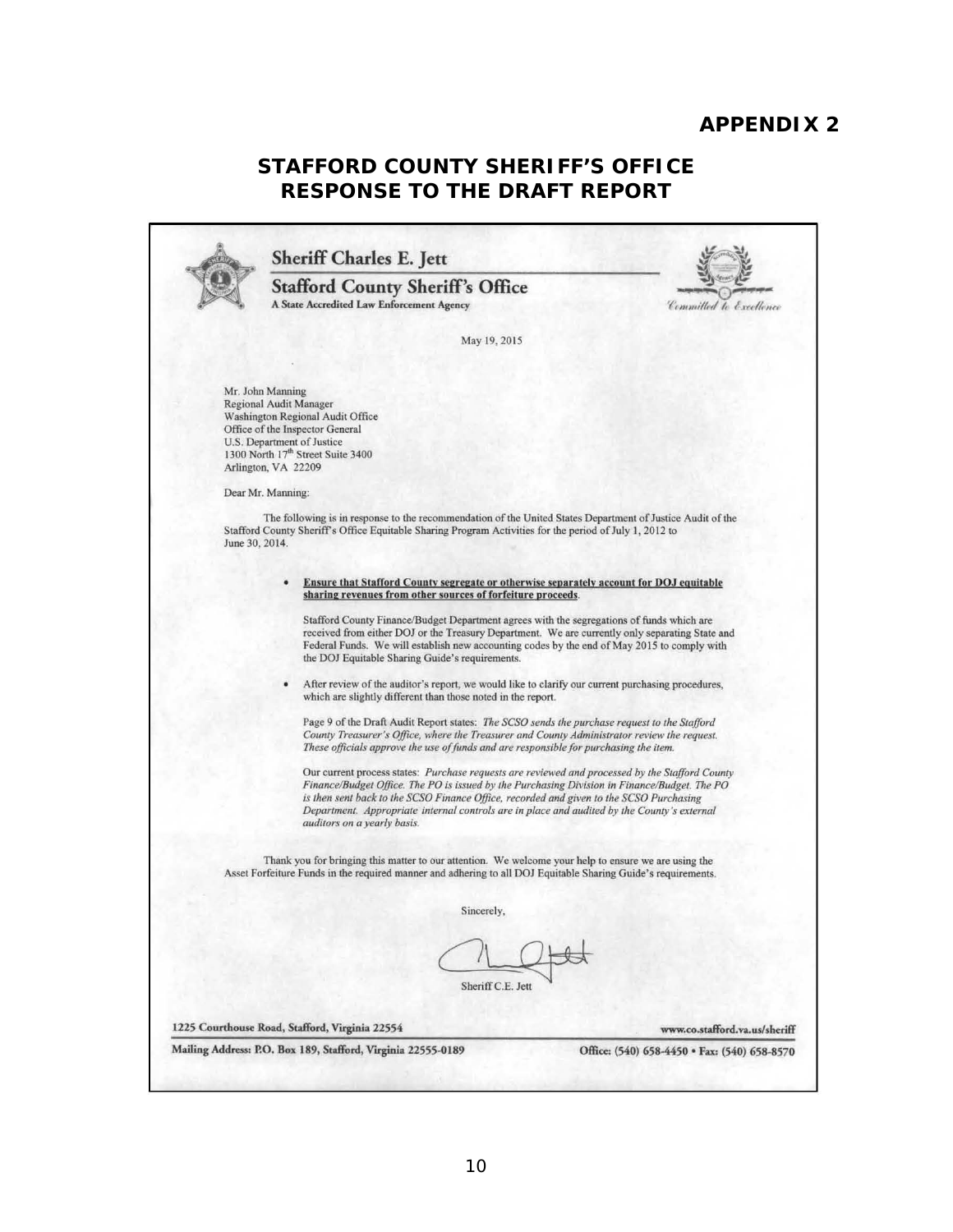**APPENDIX 2**

# STAFFORD COUNTY SHERIFF'S OFFICE RESPONSE TO THE DRAFT REPORT

**Sheriff Charles E. Jett**

**Stafford County Sheriff's Office**

**A State Accredited Law Enforcement Agency**

*Committed to Excellence*

May 19, 2015

Mr. John Manning
Regional Audit Manager
Washington Regional Audit Office
Office of the Inspector General
U.S. Department of Justice
1300 North 17th Street Suite 3400
Arlington, VA 22209

Dear Mr. Manning:

The following is in response to the recommendation of the United States Department of Justice Audit of the Stafford County Sheriff's Office Equitable Sharing Program Activities for the period of July 1, 2012 to June 30, 2014.

- **Ensure that Stafford County segregate or otherwise separately account for DOJ equitable sharing revenues from other sources of forfeiture proceeds.**

  Stafford County Finance/Budget Department agrees with the segregations of funds which are received from either DOJ or the Treasury Department. We are currently only separating State and Federal Funds. We will establish new accounting codes by the end of May 2015 to comply with the DOJ Equitable Sharing Guide's requirements.

- After review of the auditor's report, we would like to clarify our current purchasing procedures, which are slightly different than those noted in the report.

  Page 9 of the Draft Audit Report states: *The SCSO sends the purchase request to the Stafford County Treasurer's Office, where the Treasurer and County Administrator review the request. These officials approve the use of funds and are responsible for purchasing the item.*

  Our current process states: *Purchase requests are reviewed and processed by the Stafford County Finance/Budget Office. The PO is issued by the Purchasing Division in Finance/Budget. The PO is then sent back to the SCSO Finance Office, recorded and given to the SCSO Purchasing Department. Appropriate internal controls are in place and audited by the County's external auditors on a yearly basis.*

Thank you for bringing this matter to our attention. We welcome your help to ensure we are using the Asset Forfeiture Funds in the required manner and adhering to all DOJ Equitable Sharing Guide's requirements.

Sincerely,

Sheriff C.E. Jett

1225 Courthouse Road, Stafford, Virginia 22554 www.co.stafford.va.us/sheriff

Mailing Address: P.O. Box 189, Stafford, Virginia 22555-0189 Office: (540) 658-4450 • Fax: (540) 658-8570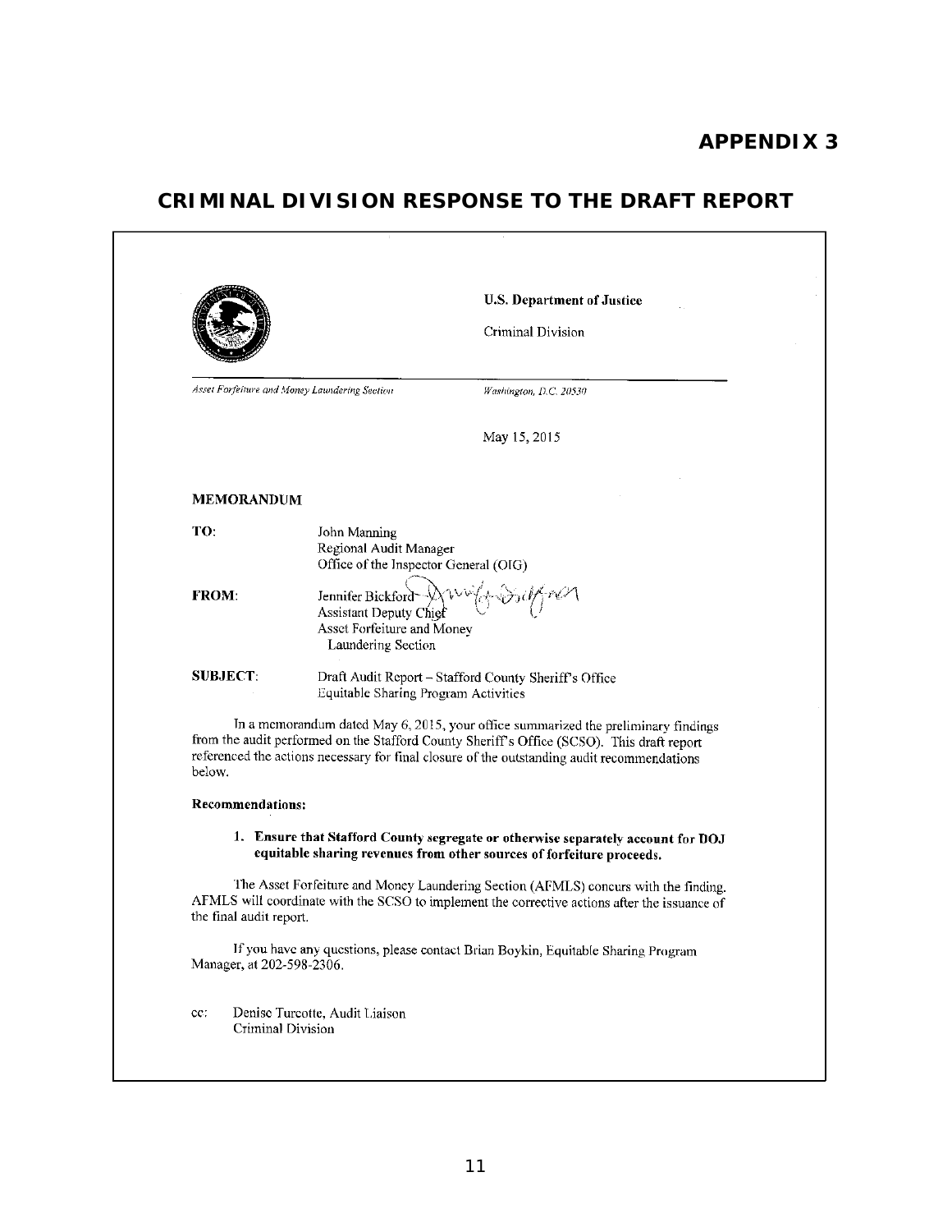# APPENDIX 3

## CRIMINAL DIVISION RESPONSE TO THE DRAFT REPORT

**U.S. Department of Justice**

Criminal Division

*Asset Forfeiture and Money Laundering Section*

*Washington, D.C. 20530*

May 15, 2015

**MEMORANDUM**

**TO:** John Manning
Regional Audit Manager
Office of the Inspector General (OIG)

**FROM:** Jennifer Bickford
Assistant Deputy Chief
Asset Forfeiture and Money Laundering Section

**SUBJECT:** Draft Audit Report – Stafford County Sheriff's Office Equitable Sharing Program Activities

In a memorandum dated May 6, 2015, your office summarized the preliminary findings from the audit performed on the Stafford County Sheriff's Office (SCSO). This draft report referenced the actions necessary for final closure of the outstanding audit recommendations below.

**Recommendations:**

1. **Ensure that Stafford County segregate or otherwise separately account for DOJ equitable sharing revenues from other sources of forfeiture proceeds.**

The Asset Forfeiture and Money Laundering Section (AFMLS) concurs with the finding. AFMLS will coordinate with the SCSO to implement the corrective actions after the issuance of the final audit report.

If you have any questions, please contact Brian Boykin, Equitable Sharing Program Manager, at 202-598-2306.

cc: Denise Turcotte, Audit Liaison
Criminal Division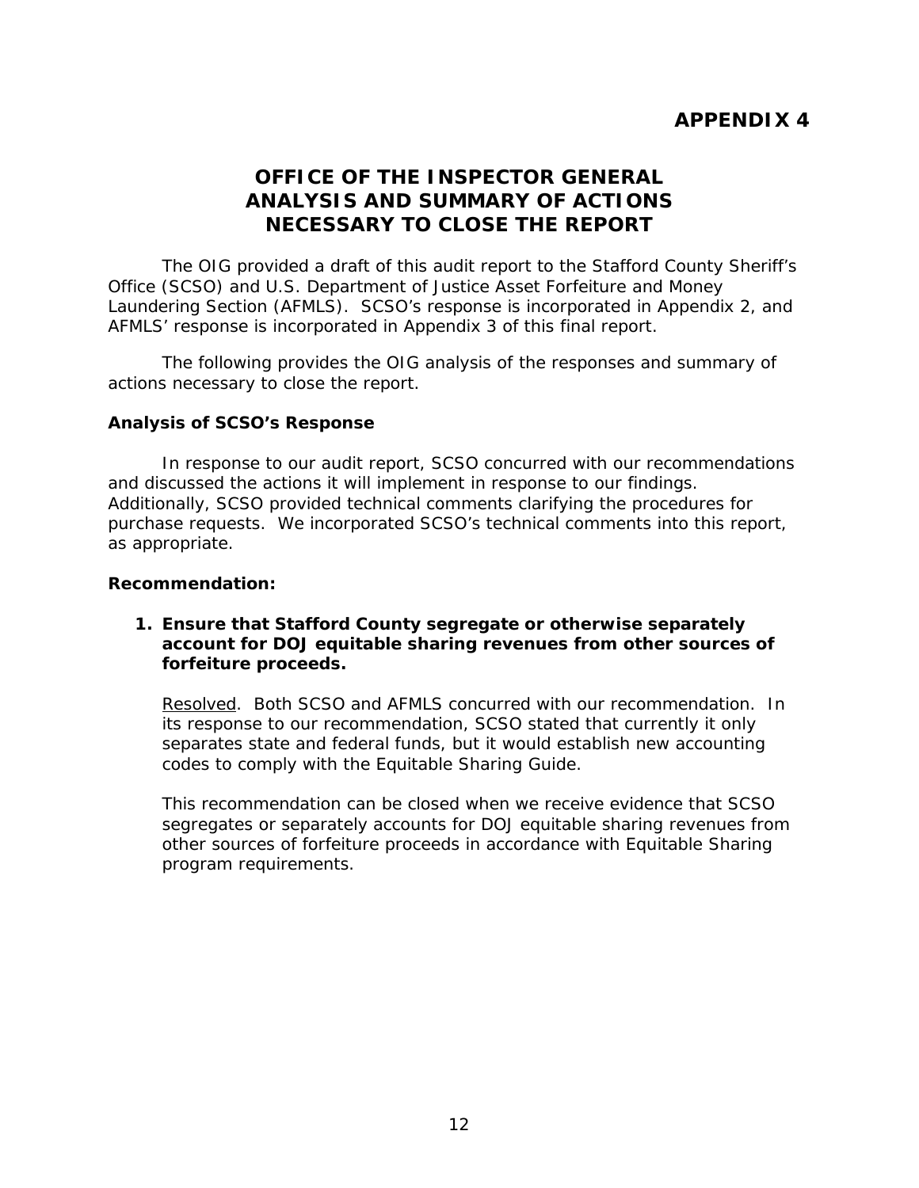## APPENDIX 4

# OFFICE OF THE INSPECTOR GENERAL ANALYSIS AND SUMMARY OF ACTIONS NECESSARY TO CLOSE THE REPORT

The OIG provided a draft of this audit report to the Stafford County Sheriff's Office (SCSO) and U.S. Department of Justice Asset Forfeiture and Money Laundering Section (AFMLS). SCSO's response is incorporated in Appendix 2, and AFMLS' response is incorporated in Appendix 3 of this final report.

The following provides the OIG analysis of the responses and summary of actions necessary to close the report.

### Analysis of SCSO's Response

In response to our audit report, SCSO concurred with our recommendations and discussed the actions it will implement in response to our findings. Additionally, SCSO provided technical comments clarifying the procedures for purchase requests. We incorporated SCSO's technical comments into this report, as appropriate.

**Recommendation:**

1. **Ensure that Stafford County segregate or otherwise separately account for DOJ equitable sharing revenues from other sources of forfeiture proceeds.**

   Resolved. Both SCSO and AFMLS concurred with our recommendation. In its response to our recommendation, SCSO stated that currently it only separates state and federal funds, but it would establish new accounting codes to comply with the Equitable Sharing Guide.

   This recommendation can be closed when we receive evidence that SCSO segregates or separately accounts for DOJ equitable sharing revenues from other sources of forfeiture proceeds in accordance with Equitable Sharing program requirements.